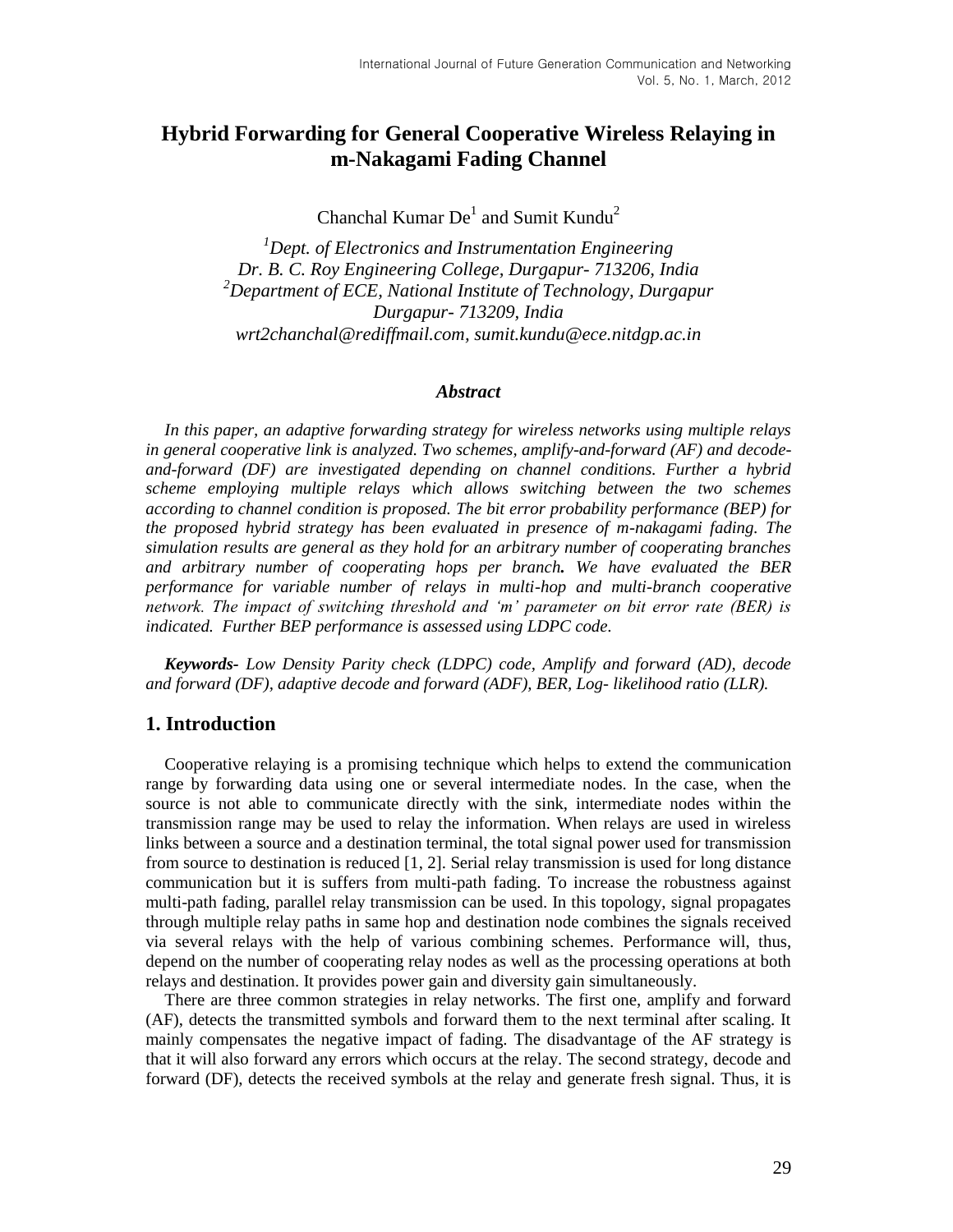# Hybrid Forwarding for General Cooperative Wireless Relaying in m-Nakagami Fading Channel

Chanchal Kumar De[1] and Sumit Kundu[2]

*[1]Dept. of Electronics and Instrumentation Engineering*
*Dr. B. C. Roy Engineering College, Durgapur- 713206, India*
*[2]Department of ECE, National Institute of Technology, Durgapur*
*Durgapur- 713209, India*
*wrt2chanchal@rediffmail.com, sumit.kundu@ece.nitdgp.ac.in*

### *Abstract*

*In this paper, an adaptive forwarding strategy for wireless networks using multiple relays in general cooperative link is analyzed. Two schemes, amplify-and-forward (AF) and decode-and-forward (DF) are investigated depending on channel conditions. Further a hybrid scheme employing multiple relays which allows switching between the two schemes according to channel condition is proposed. The bit error probability performance (BEP) for the proposed hybrid strategy has been evaluated in presence of m-nakagami fading. The simulation results are general as they hold for an arbitrary number of cooperating branches and arbitrary number of cooperating hops per branch. We have evaluated the BER performance for variable number of relays in multi-hop and multi-branch cooperative network. The impact of switching threshold and 'm' parameter on bit error rate (BER) is indicated. Further BEP performance is assessed using LDPC code.*

***Keywords-*** *Low Density Parity check (LDPC) code, Amplify and forward (AD), decode and forward (DF), adaptive decode and forward (ADF), BER, Log- likelihood ratio (LLR).*

## 1. Introduction

Cooperative relaying is a promising technique which helps to extend the communication range by forwarding data using one or several intermediate nodes. In the case, when the source is not able to communicate directly with the sink, intermediate nodes within the transmission range may be used to relay the information. When relays are used in wireless links between a source and a destination terminal, the total signal power used for transmission from source to destination is reduced [1, 2]. Serial relay transmission is used for long distance communication but it is suffers from multi-path fading. To increase the robustness against multi-path fading, parallel relay transmission can be used. In this topology, signal propagates through multiple relay paths in same hop and destination node combines the signals received via several relays with the help of various combining schemes. Performance will, thus, depend on the number of cooperating relay nodes as well as the processing operations at both relays and destination. It provides power gain and diversity gain simultaneously.

There are three common strategies in relay networks. The first one, amplify and forward (AF), detects the transmitted symbols and forward them to the next terminal after scaling. It mainly compensates the negative impact of fading. The disadvantage of the AF strategy is that it will also forward any errors which occurs at the relay. The second strategy, decode and forward (DF), detects the received symbols at the relay and generate fresh signal. Thus, it is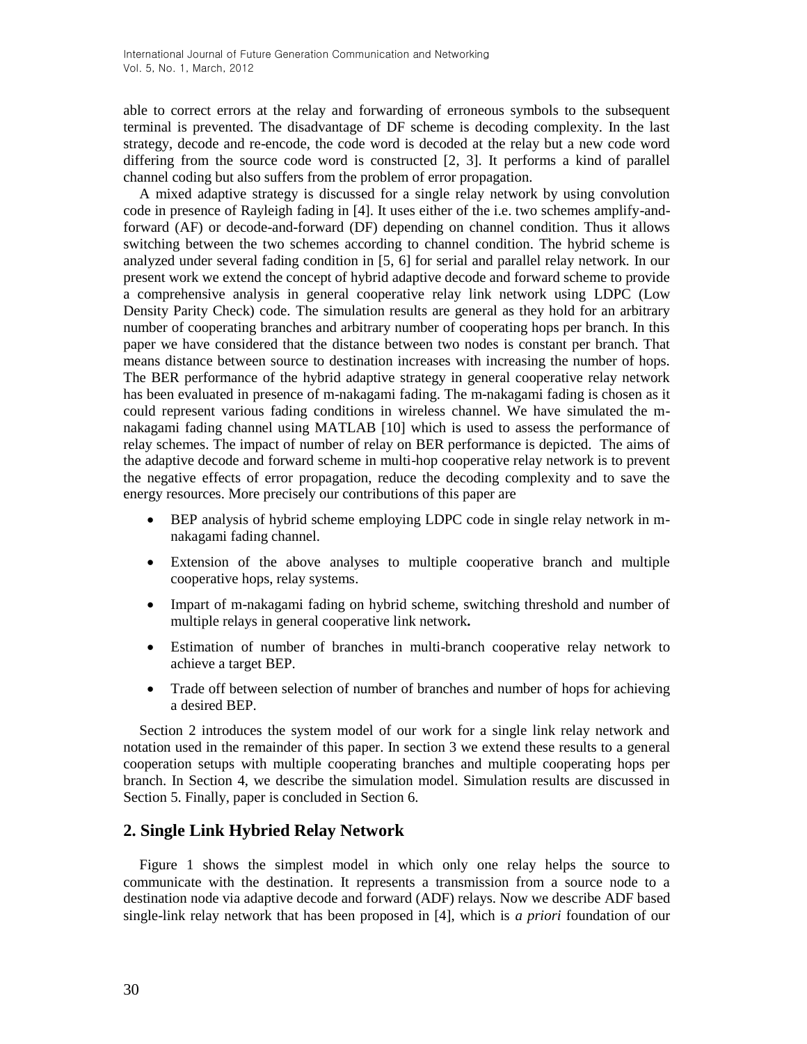able to correct errors at the relay and forwarding of erroneous symbols to the subsequent terminal is prevented. The disadvantage of DF scheme is decoding complexity. In the last strategy, decode and re-encode, the code word is decoded at the relay but a new code word differing from the source code word is constructed [2, 3]. It performs a kind of parallel channel coding but also suffers from the problem of error propagation.

A mixed adaptive strategy is discussed for a single relay network by using convolution code in presence of Rayleigh fading in [4]. It uses either of the i.e. two schemes amplify-and-forward (AF) or decode-and-forward (DF) depending on channel condition. Thus it allows switching between the two schemes according to channel condition. The hybrid scheme is analyzed under several fading condition in [5, 6] for serial and parallel relay network. In our present work we extend the concept of hybrid adaptive decode and forward scheme to provide a comprehensive analysis in general cooperative relay link network using LDPC (Low Density Parity Check) code. The simulation results are general as they hold for an arbitrary number of cooperating branches and arbitrary number of cooperating hops per branch. In this paper we have considered that the distance between two nodes is constant per branch. That means distance between source to destination increases with increasing the number of hops. The BER performance of the hybrid adaptive strategy in general cooperative relay network has been evaluated in presence of m-nakagami fading. The m-nakagami fading is chosen as it could represent various fading conditions in wireless channel. We have simulated the m-nakagami fading channel using MATLAB [10] which is used to assess the performance of relay schemes. The impact of number of relay on BER performance is depicted. The aims of the adaptive decode and forward scheme in multi-hop cooperative relay network is to prevent the negative effects of error propagation, reduce the decoding complexity and to save the energy resources. More precisely our contributions of this paper are

- BEP analysis of hybrid scheme employing LDPC code in single relay network in m-nakagami fading channel.
- Extension of the above analyses to multiple cooperative branch and multiple cooperative hops, relay systems.
- Impart of m-nakagami fading on hybrid scheme, switching threshold and number of multiple relays in general cooperative link network**.**
- Estimation of number of branches in multi-branch cooperative relay network to achieve a target BEP.
- Trade off between selection of number of branches and number of hops for achieving a desired BEP.

Section 2 introduces the system model of our work for a single link relay network and notation used in the remainder of this paper. In section 3 we extend these results to a general cooperation setups with multiple cooperating branches and multiple cooperating hops per branch. In Section 4, we describe the simulation model. Simulation results are discussed in Section 5. Finally, paper is concluded in Section 6.

## 2. Single Link Hybried Relay Network

Figure 1 shows the simplest model in which only one relay helps the source to communicate with the destination. It represents a transmission from a source node to a destination node via adaptive decode and forward (ADF) relays. Now we describe ADF based single-link relay network that has been proposed in [4], which is *a priori* foundation of our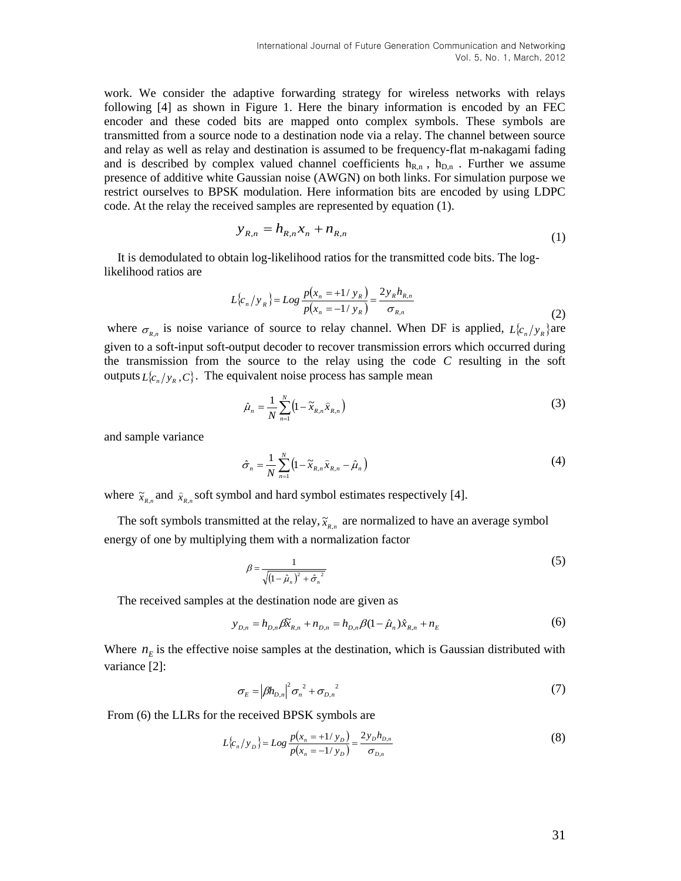work. We consider the adaptive forwarding strategy for wireless networks with relays following [4] as shown in Figure 1. Here the binary information is encoded by an FEC encoder and these coded bits are mapped onto complex symbols. These symbols are transmitted from a source node to a destination node via a relay. The channel between source and relay as well as relay and destination is assumed to be frequency-flat m-nakagami fading and is described by complex valued channel coefficients $h_{R,n}$ , $h_{D,n}$ . Further we assume presence of additive white Gaussian noise (AWGN) on both links. For simulation purpose we restrict ourselves to BPSK modulation. Here information bits are encoded by using LDPC code. At the relay the received samples are represented by equation (1).

$$y_{R,n} = h_{R,n} x_n + n_{R,n} \tag{1}$$

It is demodulated to obtain log-likelihood ratios for the transmitted code bits. The log-likelihood ratios are

$$L\{c_n / y_R\} = Log \frac{p(x_n = +1/ y_R)}{p(x_n = -1/ y_R)} = \frac{2 y_R h_{R,n}}{\sigma_{R,n}} \tag{2}$$

where $\sigma_{R,n}$ is noise variance of source to relay channel. When DF is applied, $L\{c_n / y_R\}$ are given to a soft-input soft-output decoder to recover transmission errors which occurred during the transmission from the source to the relay using the code *C* resulting in the soft outputs $L\{c_n / y_R, C\}$. The equivalent noise process has sample mean

$$\hat{\mu}_n = \frac{1}{N} \sum_{n=1}^{N} \left(1 - \tilde{x}_{R,n} \bar{x}_{R,n}\right) \tag{3}$$

and sample variance

$$\hat{\sigma}_n = \frac{1}{N} \sum_{n=1}^{N} \left(1 - \tilde{x}_{R,n} \bar{x}_{R,n} - \hat{\mu}_n\right) \tag{4}$$

where $\tilde{x}_{R,n}$ and $\bar{x}_{R,n}$ soft symbol and hard symbol estimates respectively [4].

The soft symbols transmitted at the relay, $\tilde{x}_{R,n}$ are normalized to have an average symbol energy of one by multiplying them with a normalization factor

$$\beta = \frac{1}{\sqrt{(1 - \hat{\mu}_n)^2 + \hat{\sigma}_n^{\;2}}} \tag{5}$$

The received samples at the destination node are given as

$$y_{D,n} = h_{D,n} \beta \tilde{x}_{R,n} + n_{D,n} = h_{D,n} \beta (1 - \hat{\mu}_n) \hat{x}_{R,n} + n_E \tag{6}$$

Where $n_E$ is the effective noise samples at the destination, which is Gaussian distributed with variance [2]:

$$\sigma_E = \left|\beta h_{D,n}\right|^2 \sigma_n^{\;2} + \sigma_{D,n}^{\;\;2} \tag{7}$$

From (6) the LLRs for the received BPSK symbols are

$$L\{c_n / y_D\} = Log \frac{p(x_n = +1/ y_D)}{p(x_n = -1/ y_D)} = \frac{2 y_D h_{D,n}}{\sigma_{D,n}} \tag{8}$$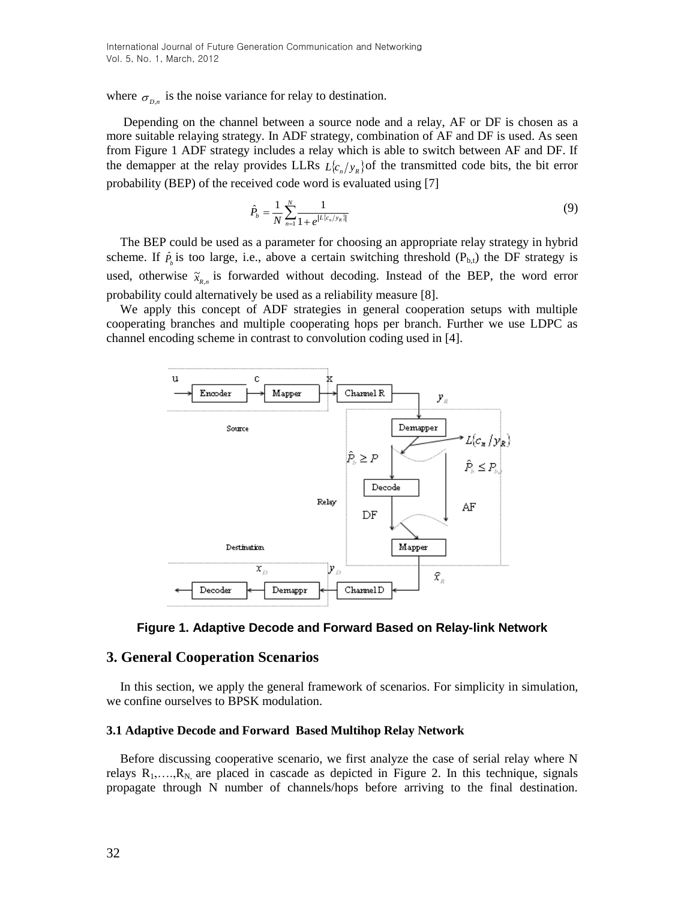where $\sigma_{D,n}$ is the noise variance for relay to destination.

Depending on the channel between a source node and a relay, AF or DF is chosen as a more suitable relaying strategy. In ADF strategy, combination of AF and DF is used. As seen from Figure 1 ADF strategy includes a relay which is able to switch between AF and DF. If the demapper at the relay provides LLRs $L\{c_n/y_R\}$ of the transmitted code bits, the bit error probability (BEP) of the received code word is evaluated using [7]

$$\hat{P}_b = \frac{1}{N}\sum_{n=1}^{N}\frac{1}{1+e^{|L\{c_n/y_R\}|}} \tag{9}$$

The BEP could be used as a parameter for choosing an appropriate relay strategy in hybrid scheme. If $\hat{P}_b$ is too large, i.e., above a certain switching threshold ($P_{b,t}$) the DF strategy is used, otherwise $\tilde{x}_{R,n}$ is forwarded without decoding. Instead of the BEP, the word error probability could alternatively be used as a reliability measure [8].

We apply this concept of ADF strategies in general cooperation setups with multiple cooperating branches and multiple cooperating hops per branch. Further we use LDPC as channel encoding scheme in contrast to convolution coding used in [4].

**Figure 1. Adaptive Decode and Forward Based on Relay-link Network**

## 3. General Cooperation Scenarios

In this section, we apply the general framework of scenarios. For simplicity in simulation, we confine ourselves to BPSK modulation.

### 3.1 Adaptive Decode and Forward Based Multihop Relay Network

Before discussing cooperative scenario, we first analyze the case of serial relay where N relays $R_1,\ldots,R_N$ are placed in cascade as depicted in Figure 2. In this technique, signals propagate through N number of channels/hops before arriving to the final destination.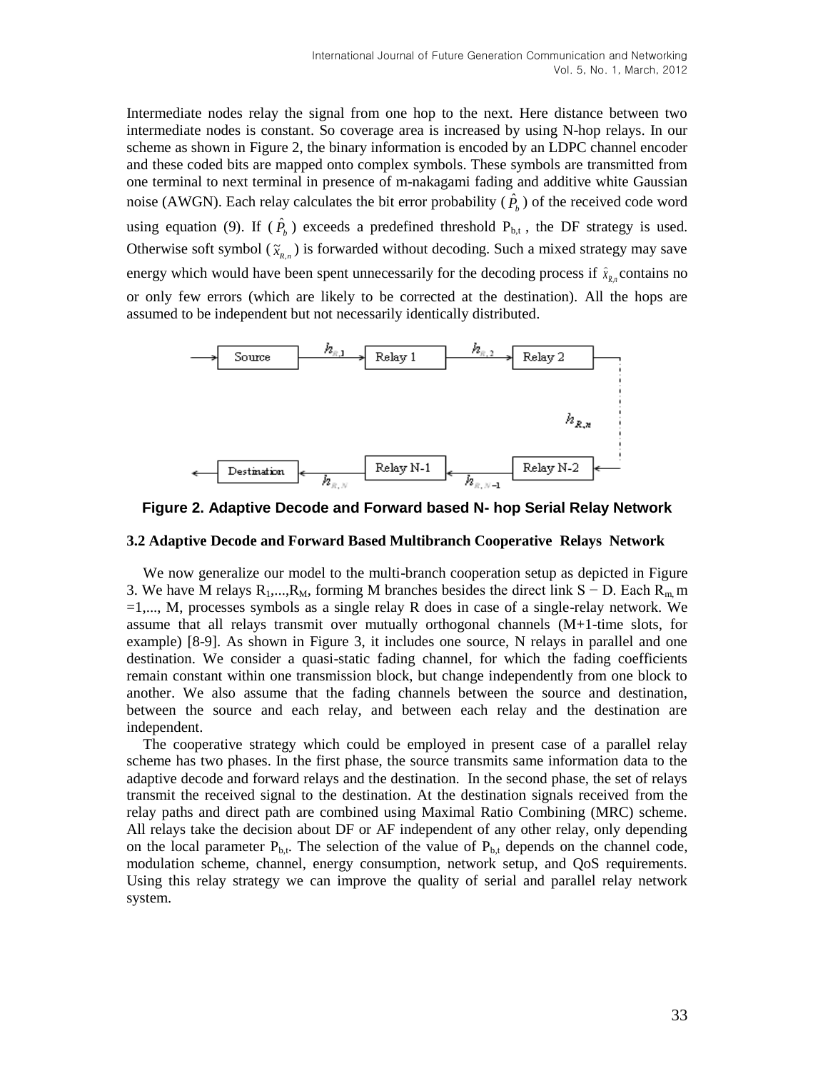Intermediate nodes relay the signal from one hop to the next. Here distance between two intermediate nodes is constant. So coverage area is increased by using N-hop relays. In our scheme as shown in Figure 2, the binary information is encoded by an LDPC channel encoder and these coded bits are mapped onto complex symbols. These symbols are transmitted from one terminal to next terminal in presence of m-nakagami fading and additive white Gaussian noise (AWGN). Each relay calculates the bit error probability ( $\hat{P}_b$ ) of the received code word using equation (9). If ( $\hat{P}_b$ ) exceeds a predefined threshold $P_{b,t}$ , the DF strategy is used. Otherwise soft symbol ( $\tilde{x}_{R,n}$ ) is forwarded without decoding. Such a mixed strategy may save energy which would have been spent unnecessarily for the decoding process if $\hat{x}_{R,n}$ contains no or only few errors (which are likely to be corrected at the destination). All the hops are assumed to be independent but not necessarily identically distributed.

**Figure 2. Adaptive Decode and Forward based N- hop Serial Relay Network**

### 3.2 Adaptive Decode and Forward Based Multibranch Cooperative Relays Network

We now generalize our model to the multi-branch cooperation setup as depicted in Figure 3. We have M relays $R_1,...,R_M$, forming M branches besides the direct link S − D. Each $R_m$, m =1,..., M, processes symbols as a single relay R does in case of a single-relay network. We assume that all relays transmit over mutually orthogonal channels (M+1-time slots, for example) [8-9]. As shown in Figure 3, it includes one source, N relays in parallel and one destination. We consider a quasi-static fading channel, for which the fading coefficients remain constant within one transmission block, but change independently from one block to another. We also assume that the fading channels between the source and destination, between the source and each relay, and between each relay and the destination are independent.

The cooperative strategy which could be employed in present case of a parallel relay scheme has two phases. In the first phase, the source transmits same information data to the adaptive decode and forward relays and the destination. In the second phase, the set of relays transmit the received signal to the destination. At the destination signals received from the relay paths and direct path are combined using Maximal Ratio Combining (MRC) scheme. All relays take the decision about DF or AF independent of any other relay, only depending on the local parameter $P_{b,t}$. The selection of the value of $P_{b,t}$ depends on the channel code, modulation scheme, channel, energy consumption, network setup, and QoS requirements. Using this relay strategy we can improve the quality of serial and parallel relay network system.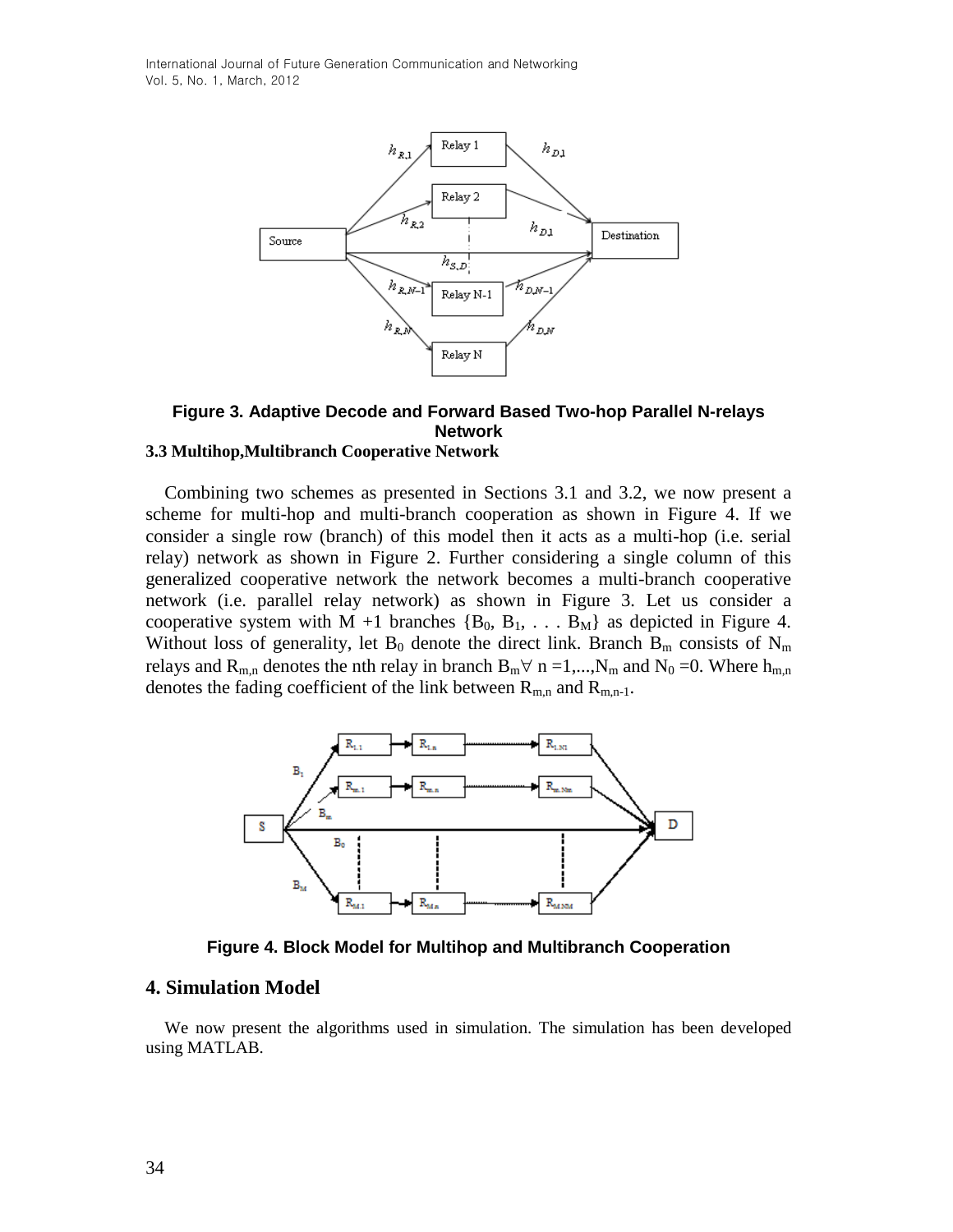**Figure 3. Adaptive Decode and Forward Based Two-hop Parallel N-relays Network**

### 3.3 Multihop,Multibranch Cooperative Network

Combining two schemes as presented in Sections 3.1 and 3.2, we now present a scheme for multi-hop and multi-branch cooperation as shown in Figure 4. If we consider a single row (branch) of this model then it acts as a multi-hop (i.e. serial relay) network as shown in Figure 2. Further considering a single column of this generalized cooperative network the network becomes a multi-branch cooperative network (i.e. parallel relay network) as shown in Figure 3. Let us consider a cooperative system with M +1 branches $\{B_0, B_1, \ldots B_M\}$ as depicted in Figure 4. Without loss of generality, let $B_0$ denote the direct link. Branch $B_m$ consists of $N_m$ relays and $R_{m,n}$ denotes the nth relay in branch $B_m \forall$ n =1,...,$N_m$ and $N_0$ =0. Where $h_{m,n}$ denotes the fading coefficient of the link between $R_{m,n}$ and $R_{m,n-1}$.

**Figure 4. Block Model for Multihop and Multibranch Cooperation**

## 4. Simulation Model

We now present the algorithms used in simulation. The simulation has been developed using MATLAB.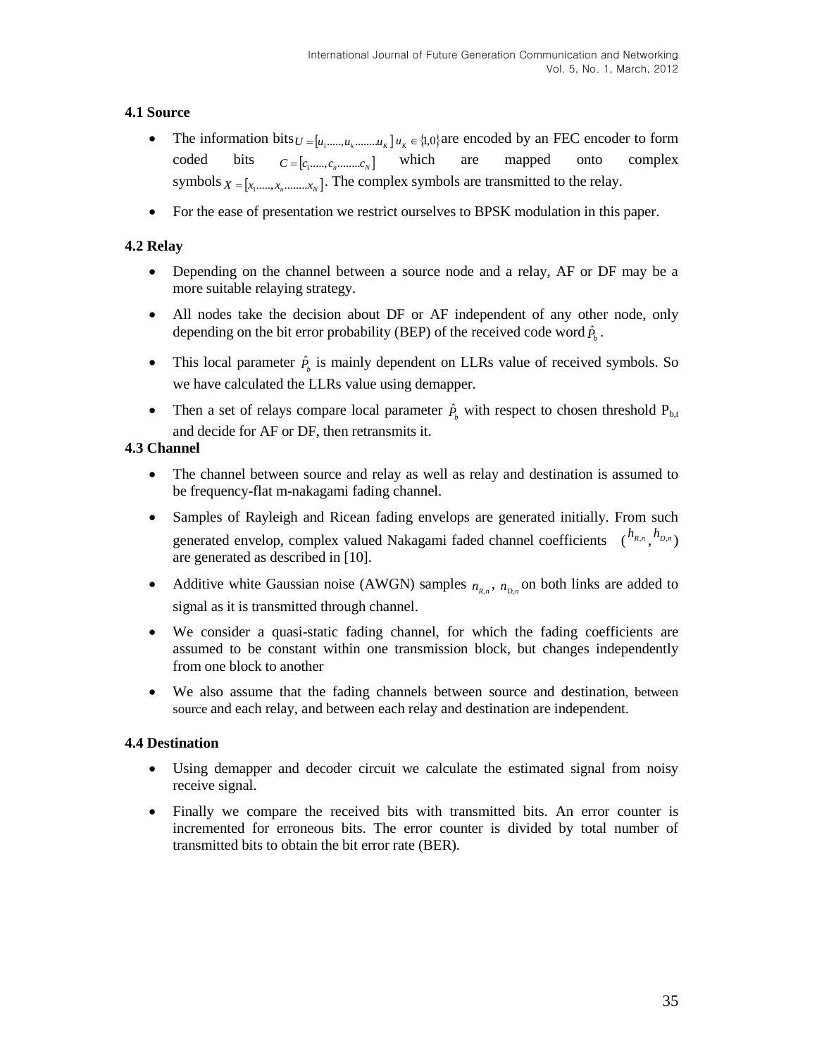### 4.1 Source

- The information bits $U = [u_1 ....., u_k ........ u_K]$ $u_K \in \{1,0\}$ are encoded by an FEC encoder to form coded bits $C = [c_1 ....., c_n ........ c_N]$ which are mapped onto complex symbols $X = [x_1 ....., x_n ........ x_N]$. The complex symbols are transmitted to the relay.
- For the ease of presentation we restrict ourselves to BPSK modulation in this paper.

### 4.2 Relay

- Depending on the channel between a source node and a relay, AF or DF may be a more suitable relaying strategy.
- All nodes take the decision about DF or AF independent of any other node, only depending on the bit error probability (BEP) of the received code word $\hat{P}_b$.
- This local parameter $\hat{P}_b$ is mainly dependent on LLRs value of received symbols. So we have calculated the LLRs value using demapper.
- Then a set of relays compare local parameter $\hat{P}_b$ with respect to chosen threshold $P_{b,t}$ and decide for AF or DF, then retransmits it.

### 4.3 Channel

- The channel between source and relay as well as relay and destination is assumed to be frequency-flat m-nakagami fading channel.
- Samples of Rayleigh and Ricean fading envelops are generated initially. From such generated envelop, complex valued Nakagami faded channel coefficients ($h_{R,n}$, $h_{D,n}$) are generated as described in [10].
- Additive white Gaussian noise (AWGN) samples $n_{R,n}$, $n_{D,n}$ on both links are added to signal as it is transmitted through channel.
- We consider a quasi-static fading channel, for which the fading coefficients are assumed to be constant within one transmission block, but changes independently from one block to another
- We also assume that the fading channels between source and destination, between source and each relay, and between each relay and destination are independent.

### 4.4 Destination

- Using demapper and decoder circuit we calculate the estimated signal from noisy receive signal.
- Finally we compare the received bits with transmitted bits. An error counter is incremented for erroneous bits. The error counter is divided by total number of transmitted bits to obtain the bit error rate (BER).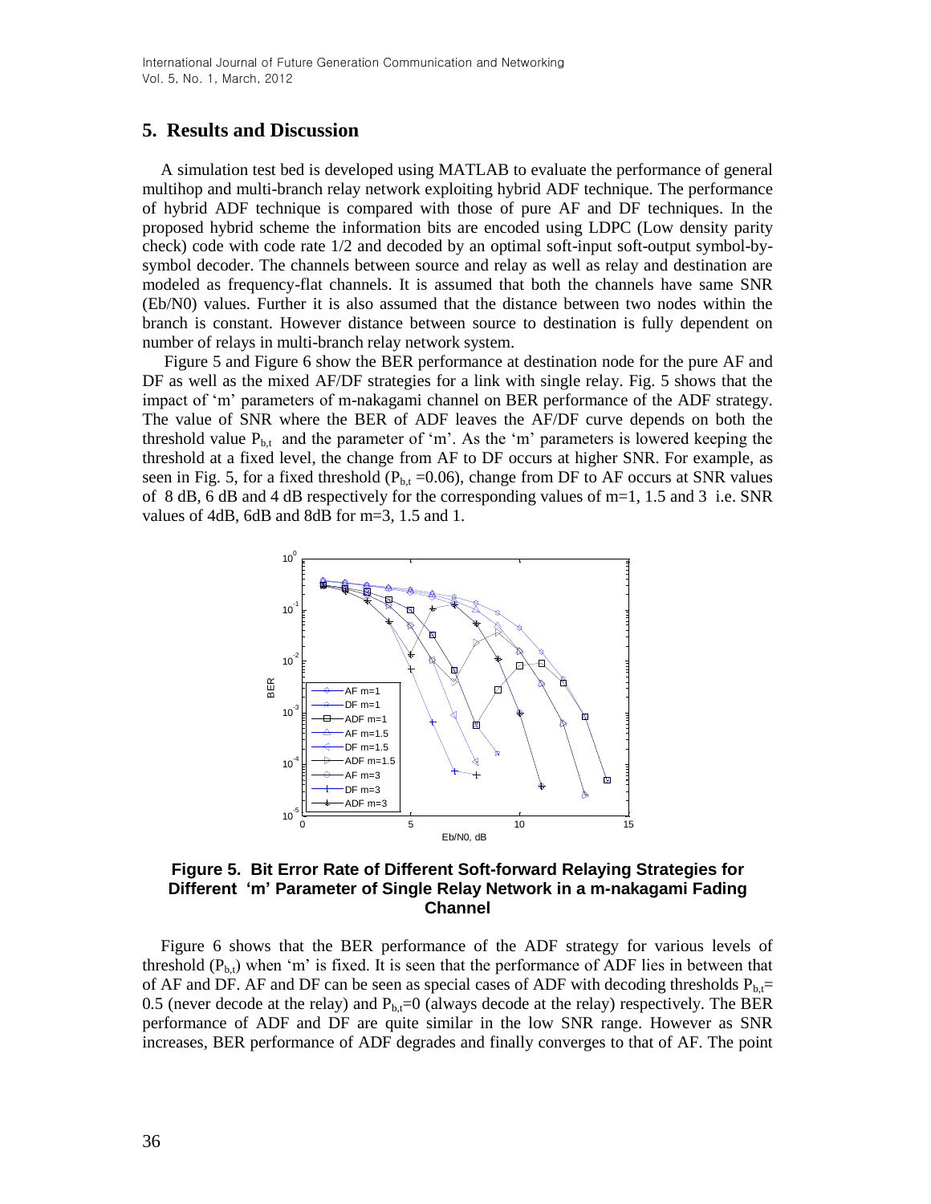## 5. Results and Discussion

A simulation test bed is developed using MATLAB to evaluate the performance of general multihop and multi-branch relay network exploiting hybrid ADF technique. The performance of hybrid ADF technique is compared with those of pure AF and DF techniques. In the proposed hybrid scheme the information bits are encoded using LDPC (Low density parity check) code with code rate 1/2 and decoded by an optimal soft-input soft-output symbol-by-symbol decoder. The channels between source and relay as well as relay and destination are modeled as frequency-flat channels. It is assumed that both the channels have same SNR (Eb/N0) values. Further it is also assumed that the distance between two nodes within the branch is constant. However distance between source to destination is fully dependent on number of relays in multi-branch relay network system.

Figure 5 and Figure 6 show the BER performance at destination node for the pure AF and DF as well as the mixed AF/DF strategies for a link with single relay. Fig. 5 shows that the impact of 'm' parameters of m-nakagami channel on BER performance of the ADF strategy. The value of SNR where the BER of ADF leaves the AF/DF curve depends on both the threshold value $P_{b,t}$ and the parameter of 'm'. As the 'm' parameters is lowered keeping the threshold at a fixed level, the change from AF to DF occurs at higher SNR. For example, as seen in Fig. 5, for a fixed threshold ($P_{b,t}$ =0.06), change from DF to AF occurs at SNR values of 8 dB, 6 dB and 4 dB respectively for the corresponding values of m=1, 1.5 and 3 i.e. SNR values of 4dB, 6dB and 8dB for m=3, 1.5 and 1.

**Figure 5. Bit Error Rate of Different Soft-forward Relaying Strategies for Different 'm' Parameter of Single Relay Network in a m-nakagami Fading Channel**

Figure 6 shows that the BER performance of the ADF strategy for various levels of threshold ($P_{b,t}$) when 'm' is fixed. It is seen that the performance of ADF lies in between that of AF and DF. AF and DF can be seen as special cases of ADF with decoding thresholds $P_{b,t}$= 0.5 (never decode at the relay) and $P_{b,t}$=0 (always decode at the relay) respectively. The BER performance of ADF and DF are quite similar in the low SNR range. However as SNR increases, BER performance of ADF degrades and finally converges to that of AF. The point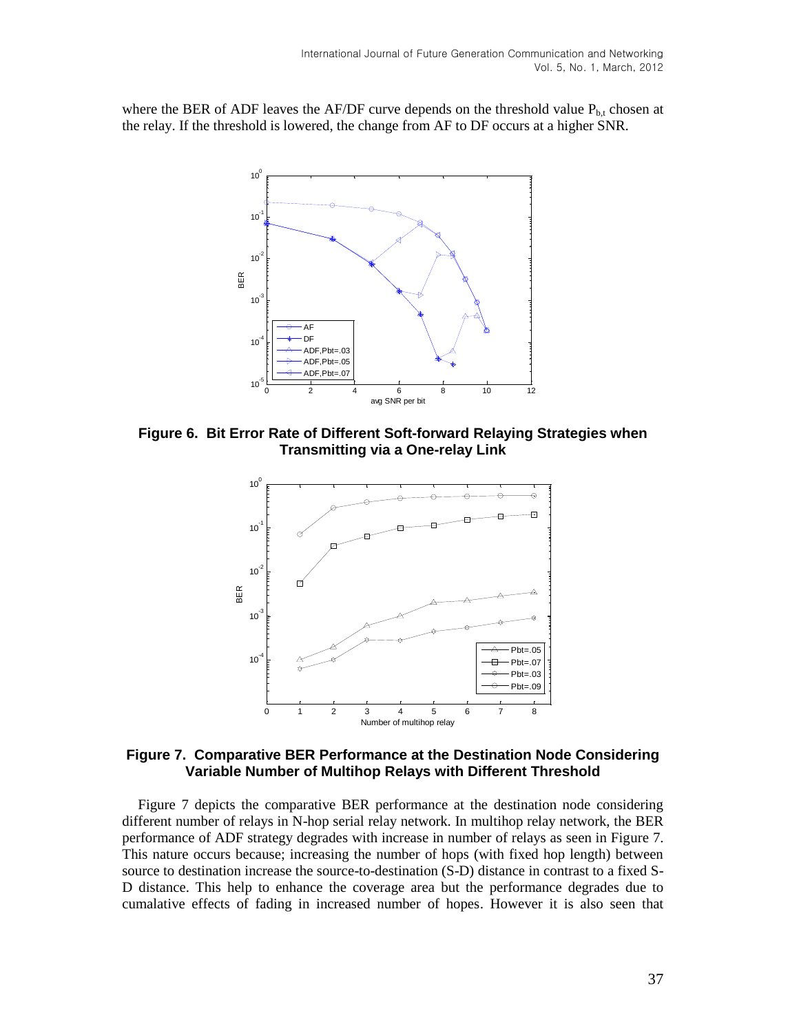where the BER of ADF leaves the AF/DF curve depends on the threshold value $P_{b,t}$ chosen at the relay. If the threshold is lowered, the change from AF to DF occurs at a higher SNR.

**Figure 6. Bit Error Rate of Different Soft-forward Relaying Strategies when Transmitting via a One-relay Link**

**Figure 7. Comparative BER Performance at the Destination Node Considering Variable Number of Multihop Relays with Different Threshold**

Figure 7 depicts the comparative BER performance at the destination node considering different number of relays in N-hop serial relay network. In multihop relay network, the BER performance of ADF strategy degrades with increase in number of relays as seen in Figure 7. This nature occurs because; increasing the number of hops (with fixed hop length) between source to destination increase the source-to-destination (S-D) distance in contrast to a fixed S-D distance. This help to enhance the coverage area but the performance degrades due to cumalative effects of fading in increased number of hopes. However it is also seen that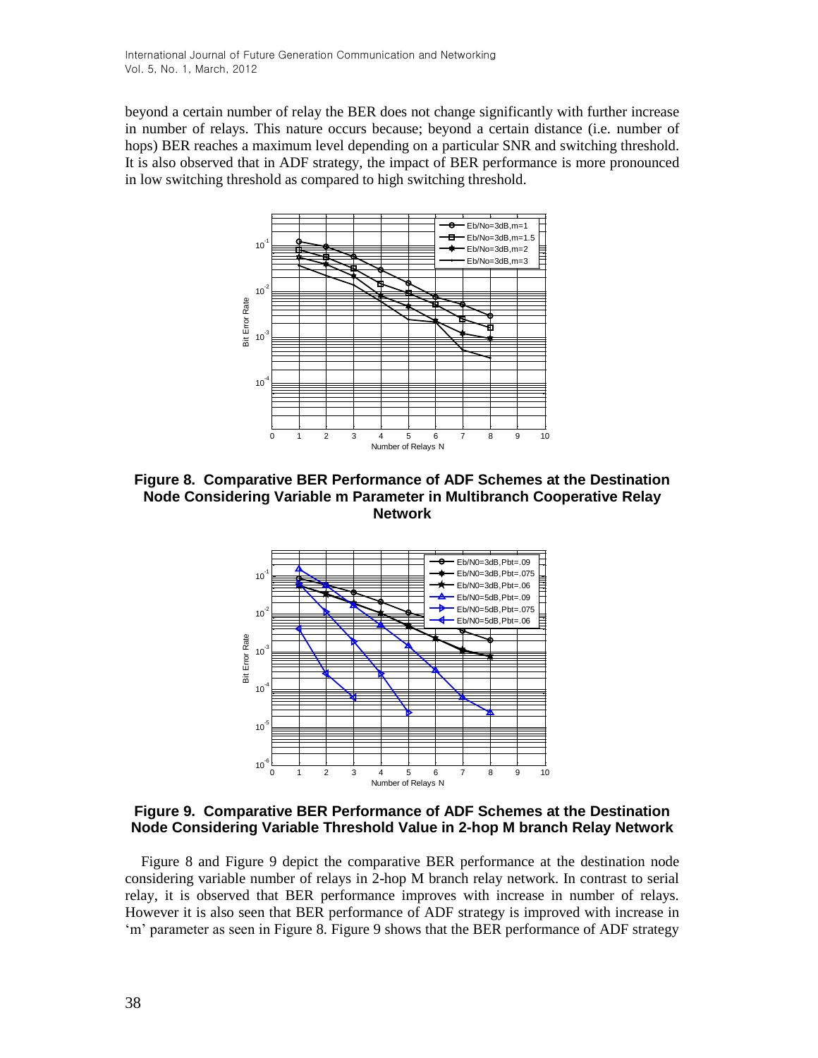beyond a certain number of relay the BER does not change significantly with further increase in number of relays. This nature occurs because; beyond a certain distance (i.e. number of hops) BER reaches a maximum level depending on a particular SNR and switching threshold. It is also observed that in ADF strategy, the impact of BER performance is more pronounced in low switching threshold as compared to high switching threshold.

**Figure 8. Comparative BER Performance of ADF Schemes at the Destination Node Considering Variable m Parameter in Multibranch Cooperative Relay Network**

**Figure 9. Comparative BER Performance of ADF Schemes at the Destination Node Considering Variable Threshold Value in 2-hop M branch Relay Network**

Figure 8 and Figure 9 depict the comparative BER performance at the destination node considering variable number of relays in 2-hop M branch relay network. In contrast to serial relay, it is observed that BER performance improves with increase in number of relays. However it is also seen that BER performance of ADF strategy is improved with increase in 'm' parameter as seen in Figure 8. Figure 9 shows that the BER performance of ADF strategy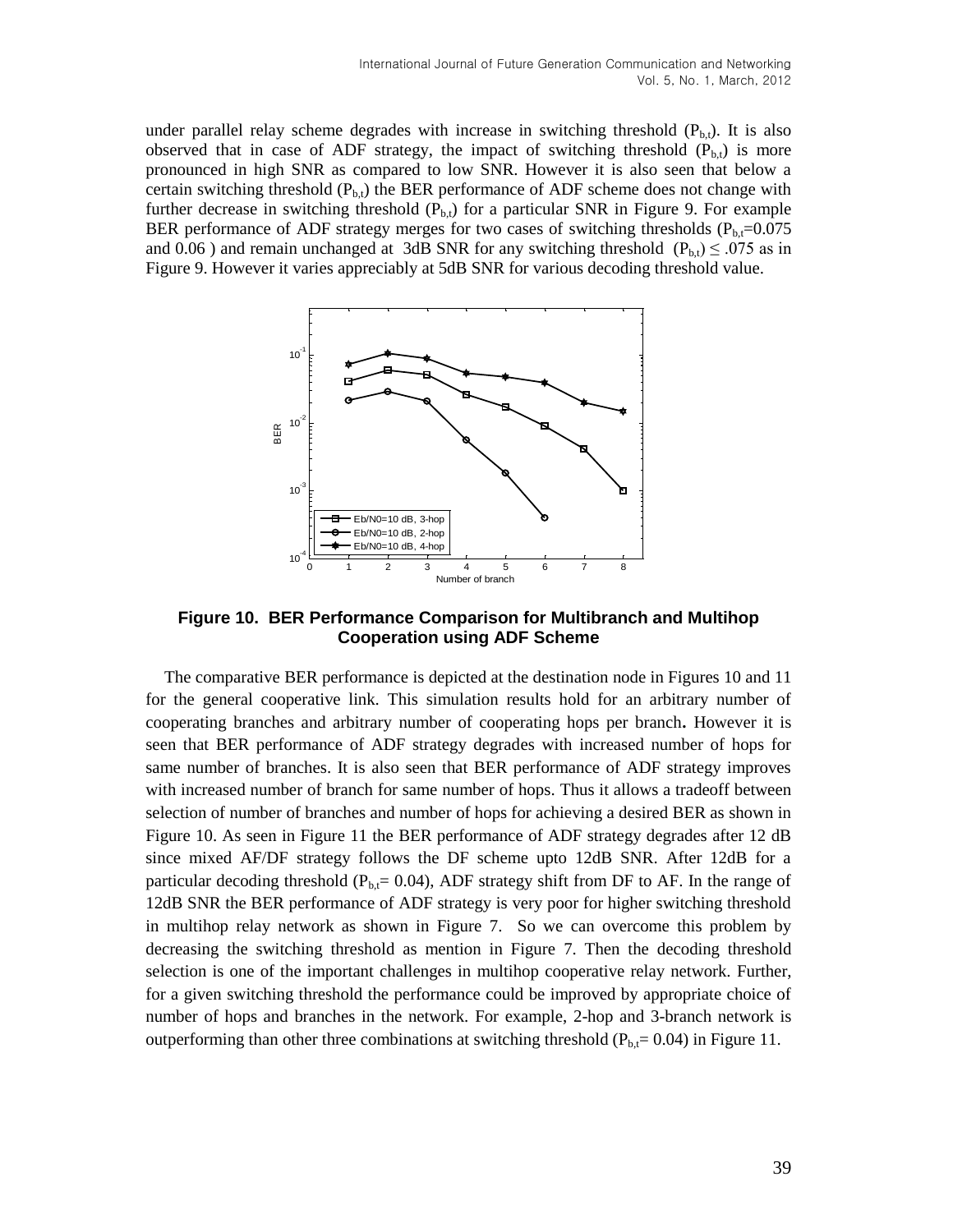under parallel relay scheme degrades with increase in switching threshold ($P_{b,t}$). It is also observed that in case of ADF strategy, the impact of switching threshold ($P_{b,t}$) is more pronounced in high SNR as compared to low SNR. However it is also seen that below a certain switching threshold ($P_{b,t}$) the BER performance of ADF scheme does not change with further decrease in switching threshold ($P_{b,t}$) for a particular SNR in Figure 9. For example BER performance of ADF strategy merges for two cases of switching thresholds ($P_{b,t}$=0.075 and 0.06 ) and remain unchanged at 3dB SNR for any switching threshold ($P_{b,t}$) $\leq$ .075 as in Figure 9. However it varies appreciably at 5dB SNR for various decoding threshold value.

**Figure 10. BER Performance Comparison for Multibranch and Multihop Cooperation using ADF Scheme**

The comparative BER performance is depicted at the destination node in Figures 10 and 11 for the general cooperative link. This simulation results hold for an arbitrary number of cooperating branches and arbitrary number of cooperating hops per branch**.** However it is seen that BER performance of ADF strategy degrades with increased number of hops for same number of branches. It is also seen that BER performance of ADF strategy improves with increased number of branch for same number of hops. Thus it allows a tradeoff between selection of number of branches and number of hops for achieving a desired BER as shown in Figure 10. As seen in Figure 11 the BER performance of ADF strategy degrades after 12 dB since mixed AF/DF strategy follows the DF scheme upto 12dB SNR. After 12dB for a particular decoding threshold ($P_{b,t}$= 0.04), ADF strategy shift from DF to AF. In the range of 12dB SNR the BER performance of ADF strategy is very poor for higher switching threshold in multihop relay network as shown in Figure 7. So we can overcome this problem by decreasing the switching threshold as mention in Figure 7. Then the decoding threshold selection is one of the important challenges in multihop cooperative relay network. Further, for a given switching threshold the performance could be improved by appropriate choice of number of hops and branches in the network. For example, 2-hop and 3-branch network is outperforming than other three combinations at switching threshold ($P_{b,t}$= 0.04) in Figure 11.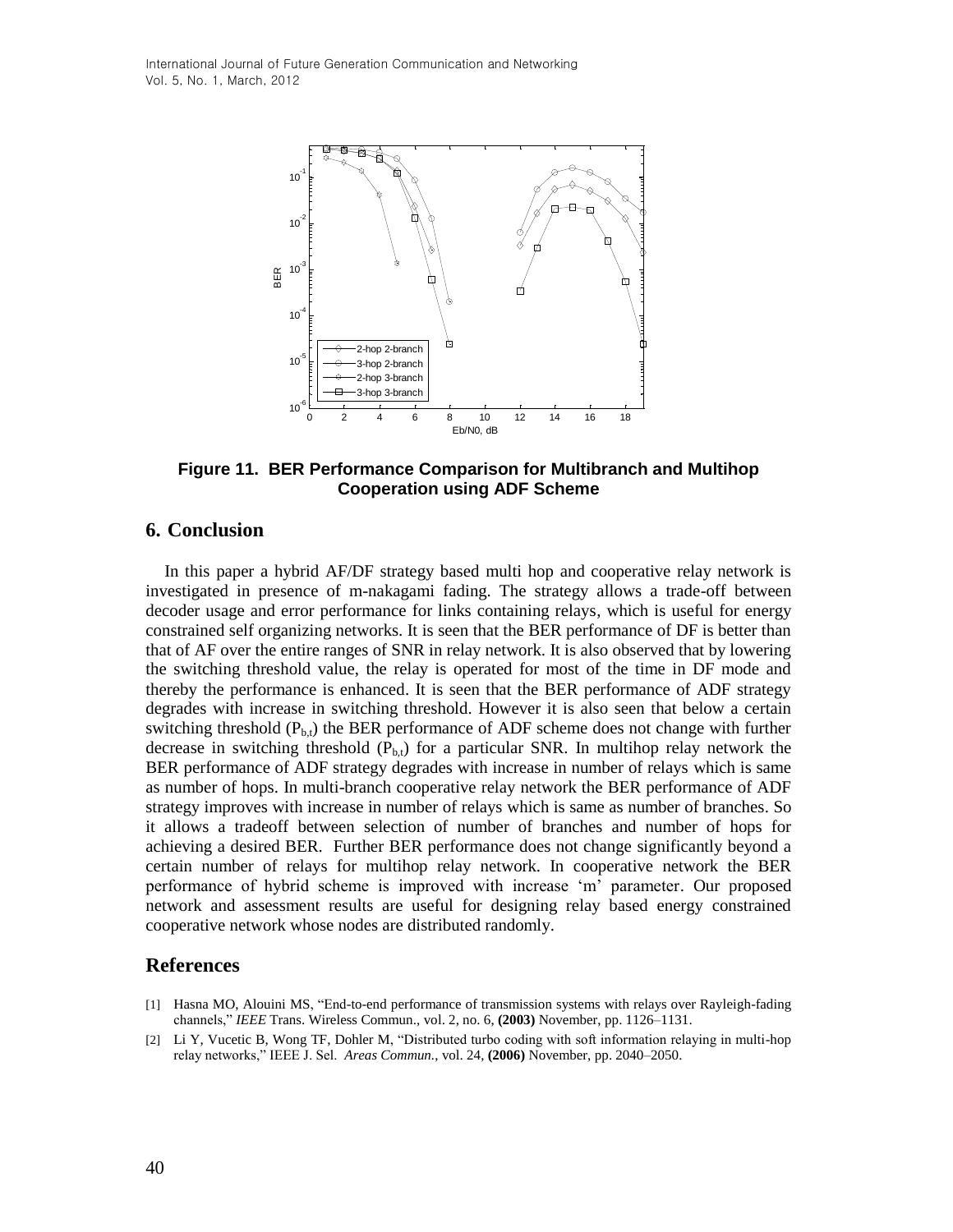**Figure 11. BER Performance Comparison for Multibranch and Multihop Cooperation using ADF Scheme**

## 6. Conclusion

In this paper a hybrid AF/DF strategy based multi hop and cooperative relay network is investigated in presence of m-nakagami fading. The strategy allows a trade-off between decoder usage and error performance for links containing relays, which is useful for energy constrained self organizing networks. It is seen that the BER performance of DF is better than that of AF over the entire ranges of SNR in relay network. It is also observed that by lowering the switching threshold value, the relay is operated for most of the time in DF mode and thereby the performance is enhanced. It is seen that the BER performance of ADF strategy degrades with increase in switching threshold. However it is also seen that below a certain switching threshold ($P_{b,t}$) the BER performance of ADF scheme does not change with further decrease in switching threshold ($P_{b,t}$) for a particular SNR. In multihop relay network the BER performance of ADF strategy degrades with increase in number of relays which is same as number of hops. In multi-branch cooperative relay network the BER performance of ADF strategy improves with increase in number of relays which is same as number of branches. So it allows a tradeoff between selection of number of branches and number of hops for achieving a desired BER. Further BER performance does not change significantly beyond a certain number of relays for multihop relay network. In cooperative network the BER performance of hybrid scheme is improved with increase 'm' parameter. Our proposed network and assessment results are useful for designing relay based energy constrained cooperative network whose nodes are distributed randomly.

## References

[1] Hasna MO, Alouini MS, "End-to-end performance of transmission systems with relays over Rayleigh-fading channels," *IEEE* Trans. Wireless Commun., vol. 2, no. 6, **(2003)** November, pp. 1126–1131.

[2] Li Y, Vucetic B, Wong TF, Dohler M, "Distributed turbo coding with soft information relaying in multi-hop relay networks," IEEE J. Sel. *Areas Commun.*, vol. 24, **(2006)** November, pp. 2040–2050.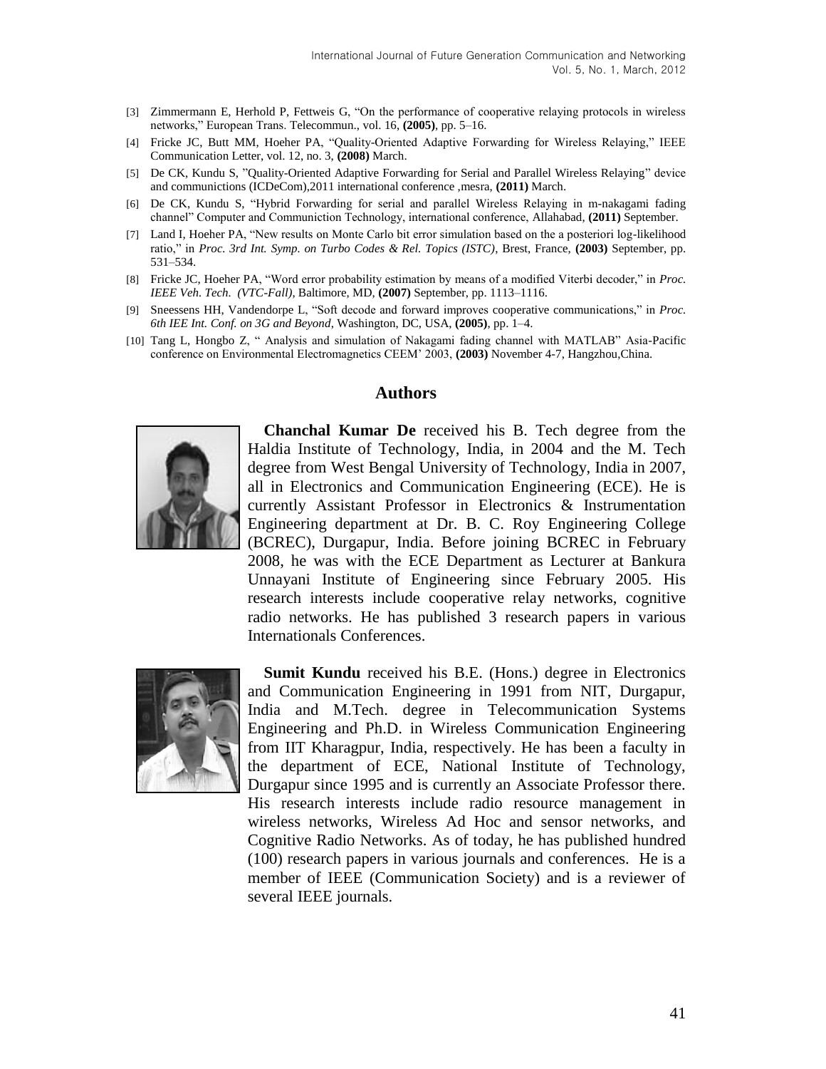[3] Zimmermann E, Herhold P, Fettweis G, "On the performance of cooperative relaying protocols in wireless networks," European Trans. Telecommun., vol. 16, **(2005)**, pp. 5–16.

[4] Fricke JC, Butt MM, Hoeher PA, "Quality-Oriented Adaptive Forwarding for Wireless Relaying," IEEE Communication Letter, vol. 12, no. 3, **(2008)** March.

[5] De CK, Kundu S, "Quality-Oriented Adaptive Forwarding for Serial and Parallel Wireless Relaying" device and communictions (ICDeCom),2011 international conference ,mesra, **(2011)** March.

[6] De CK, Kundu S, "Hybrid Forwarding for serial and parallel Wireless Relaying in m-nakagami fading channel" Computer and Communiction Technology, international conference, Allahabad, **(2011)** September.

[7] Land I, Hoeher PA, "New results on Monte Carlo bit error simulation based on the a posteriori log-likelihood ratio," in *Proc. 3rd Int. Symp. on Turbo Codes & Rel. Topics (ISTC)*, Brest, France, **(2003)** September, pp. 531–534.

[8] Fricke JC, Hoeher PA, "Word error probability estimation by means of a modified Viterbi decoder," in *Proc. IEEE Veh. Tech. (VTC-Fall)*, Baltimore, MD, **(2007)** September, pp. 1113–1116.

[9] Sneessens HH, Vandendorpe L, "Soft decode and forward improves cooperative communications," in *Proc. 6th IEE Int. Conf. on 3G and Beyond*, Washington, DC, USA, **(2005)**, pp. 1–4.

[10] Tang L, Hongbo Z, " Analysis and simulation of Nakagami fading channel with MATLAB" Asia-Pacific conference on Environmental Electromagnetics CEEM' 2003, **(2003)** November 4-7, Hangzhou,China.

## Authors

**Chanchal Kumar De** received his B. Tech degree from the Haldia Institute of Technology, India, in 2004 and the M. Tech degree from West Bengal University of Technology, India in 2007, all in Electronics and Communication Engineering (ECE). He is currently Assistant Professor in Electronics & Instrumentation Engineering department at Dr. B. C. Roy Engineering College (BCREC), Durgapur, India. Before joining BCREC in February 2008, he was with the ECE Department as Lecturer at Bankura Unnayani Institute of Engineering since February 2005. His research interests include cooperative relay networks, cognitive radio networks. He has published 3 research papers in various Internationals Conferences.

**Sumit Kundu** received his B.E. (Hons.) degree in Electronics and Communication Engineering in 1991 from NIT, Durgapur, India and M.Tech. degree in Telecommunication Systems Engineering and Ph.D. in Wireless Communication Engineering from IIT Kharagpur, India, respectively. He has been a faculty in the department of ECE, National Institute of Technology, Durgapur since 1995 and is currently an Associate Professor there. His research interests include radio resource management in wireless networks, Wireless Ad Hoc and sensor networks, and Cognitive Radio Networks. As of today, he has published hundred (100) research papers in various journals and conferences. He is a member of IEEE (Communication Society) and is a reviewer of several IEEE journals.